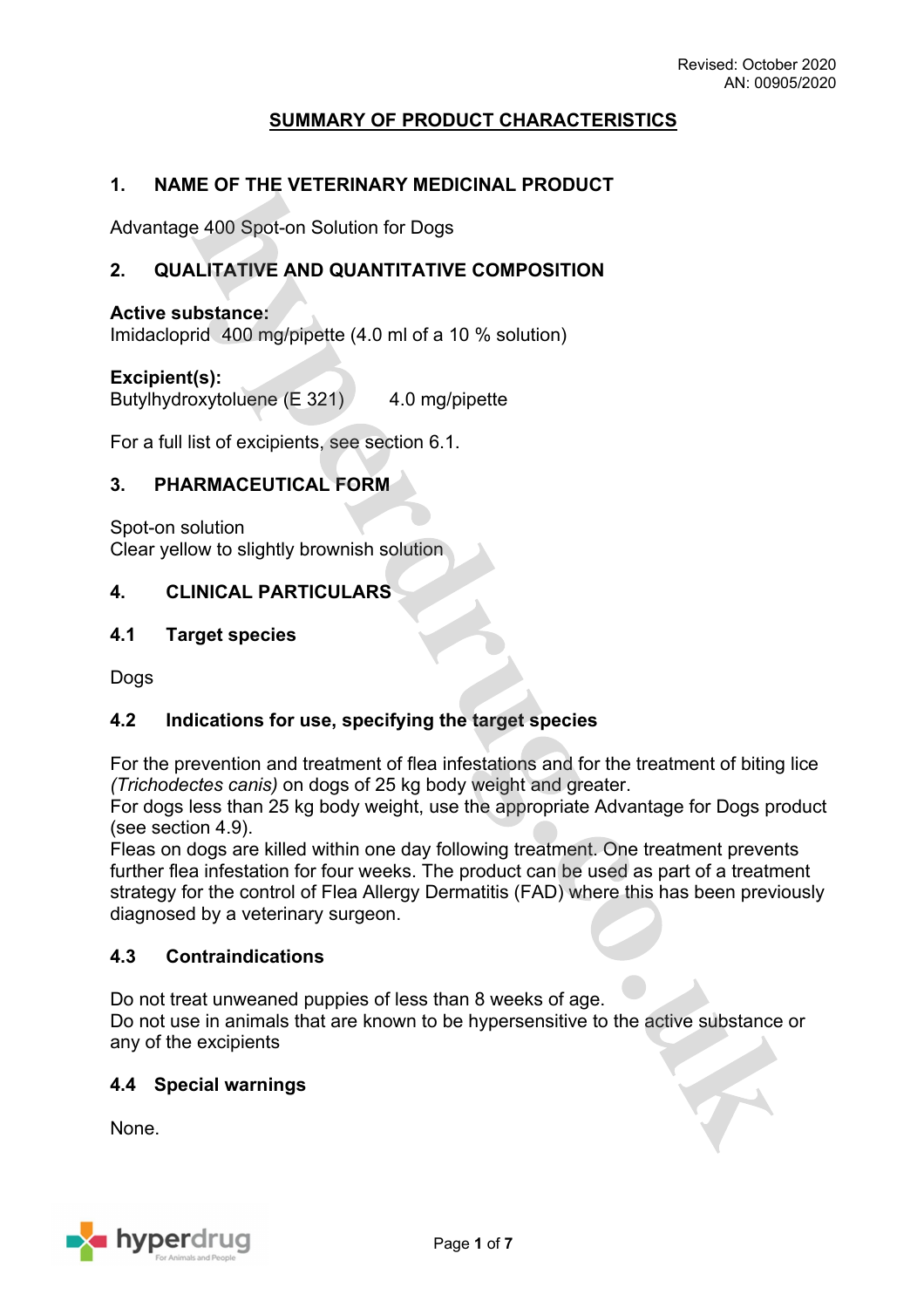Revised: October 2020
AN: 00905/2020

# SUMMARY OF PRODUCT CHARACTERISTICS

## 1. NAME OF THE VETERINARY MEDICINAL PRODUCT

Advantage 400 Spot-on Solution for Dogs

## 2. QUALITATIVE AND QUANTITATIVE COMPOSITION

**Active substance:**
Imidacloprid 400 mg/pipette (4.0 ml of a 10 % solution)

**Excipient(s):**
Butylhydroxytoluene (E 321) 4.0 mg/pipette

For a full list of excipients, see section 6.1.

## 3. PHARMACEUTICAL FORM

Spot-on solution
Clear yellow to slightly brownish solution

## 4. CLINICAL PARTICULARS

### 4.1 Target species

Dogs

### 4.2 Indications for use, specifying the target species

For the prevention and treatment of flea infestations and for the treatment of biting lice *(Trichodectes canis)* on dogs of 25 kg body weight and greater.
For dogs less than 25 kg body weight, use the appropriate Advantage for Dogs product (see section 4.9).
Fleas on dogs are killed within one day following treatment. One treatment prevents further flea infestation for four weeks. The product can be used as part of a treatment strategy for the control of Flea Allergy Dermatitis (FAD) where this has been previously diagnosed by a veterinary surgeon.

### 4.3 Contraindications

Do not treat unweaned puppies of less than 8 weeks of age.
Do not use in animals that are known to be hypersensitive to the active substance or any of the excipients

### 4.4 Special warnings

None.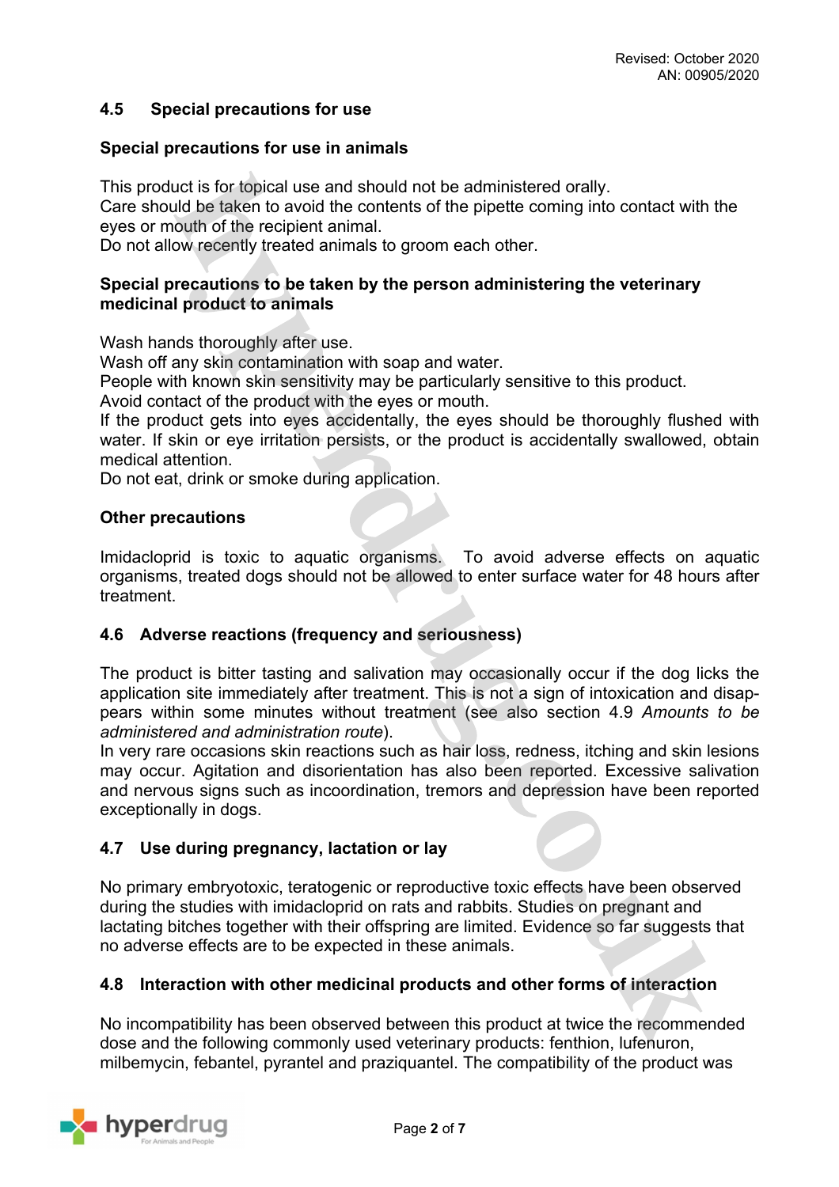### 4.5 Special precautions for use

**Special precautions for use in animals**

This product is for topical use and should not be administered orally.
Care should be taken to avoid the contents of the pipette coming into contact with the eyes or mouth of the recipient animal.
Do not allow recently treated animals to groom each other.

**Special precautions to be taken by the person administering the veterinary medicinal product to animals**

Wash hands thoroughly after use.
Wash off any skin contamination with soap and water.
People with known skin sensitivity may be particularly sensitive to this product.
Avoid contact of the product with the eyes or mouth.
If the product gets into eyes accidentally, the eyes should be thoroughly flushed with water. If skin or eye irritation persists, or the product is accidentally swallowed, obtain medical attention.
Do not eat, drink or smoke during application.

**Other precautions**

Imidacloprid is toxic to aquatic organisms. To avoid adverse effects on aquatic organisms, treated dogs should not be allowed to enter surface water for 48 hours after treatment.

### 4.6 Adverse reactions (frequency and seriousness)

The product is bitter tasting and salivation may occasionally occur if the dog licks the application site immediately after treatment. This is not a sign of intoxication and disappears within some minutes without treatment (see also section 4.9 *Amounts to be administered and administration route*).
In very rare occasions skin reactions such as hair loss, redness, itching and skin lesions may occur. Agitation and disorientation has also been reported. Excessive salivation and nervous signs such as incoordination, tremors and depression have been reported exceptionally in dogs.

### 4.7 Use during pregnancy, lactation or lay

No primary embryotoxic, teratogenic or reproductive toxic effects have been observed during the studies with imidacloprid on rats and rabbits. Studies on pregnant and lactating bitches together with their offspring are limited. Evidence so far suggests that no adverse effects are to be expected in these animals.

### 4.8 Interaction with other medicinal products and other forms of interaction

No incompatibility has been observed between this product at twice the recommended dose and the following commonly used veterinary products: fenthion, lufenuron, milbemycin, febantel, pyrantel and praziquantel. The compatibility of the product was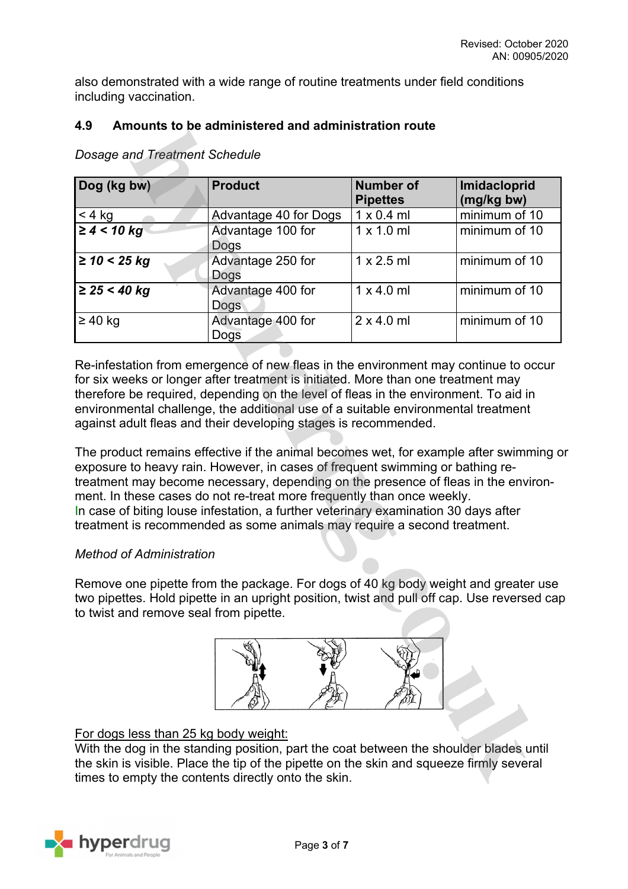also demonstrated with a wide range of routine treatments under field conditions including vaccination.

### 4.9 Amounts to be administered and administration route

*Dosage and Treatment Schedule*

| Dog (kg bw) | Product | Number of Pipettes | Imidacloprid (mg/kg bw) |
|---|---|---|---|
| < 4 kg | Advantage 40 for Dogs | 1 x 0.4 ml | minimum of 10 |
| ***≥ 4 < 10 kg*** | Advantage 100 for Dogs | 1 x 1.0 ml | minimum of 10 |
| ***≥ 10 < 25 kg*** | Advantage 250 for Dogs | 1 x 2.5 ml | minimum of 10 |
| ***≥ 25 < 40 kg*** | Advantage 400 for Dogs | 1 x 4.0 ml | minimum of 10 |
| ≥ 40 kg | Advantage 400 for Dogs | 2 x 4.0 ml | minimum of 10 |

Re-infestation from emergence of new fleas in the environment may continue to occur for six weeks or longer after treatment is initiated. More than one treatment may therefore be required, depending on the level of fleas in the environment. To aid in environmental challenge, the additional use of a suitable environmental treatment against adult fleas and their developing stages is recommended.

The product remains effective if the animal becomes wet, for example after swimming or exposure to heavy rain. However, in cases of frequent swimming or bathing re-treatment may become necessary, depending on the presence of fleas in the environment. In these cases do not re-treat more frequently than once weekly.
In case of biting louse infestation, a further veterinary examination 30 days after treatment is recommended as some animals may require a second treatment.

*Method of Administration*

Remove one pipette from the package. For dogs of 40 kg body weight and greater use two pipettes. Hold pipette in an upright position, twist and pull off cap. Use reversed cap to twist and remove seal from pipette.

<u>For dogs less than 25 kg body weight:</u>
With the dog in the standing position, part the coat between the shoulder blades until the skin is visible. Place the tip of the pipette on the skin and squeeze firmly several times to empty the contents directly onto the skin.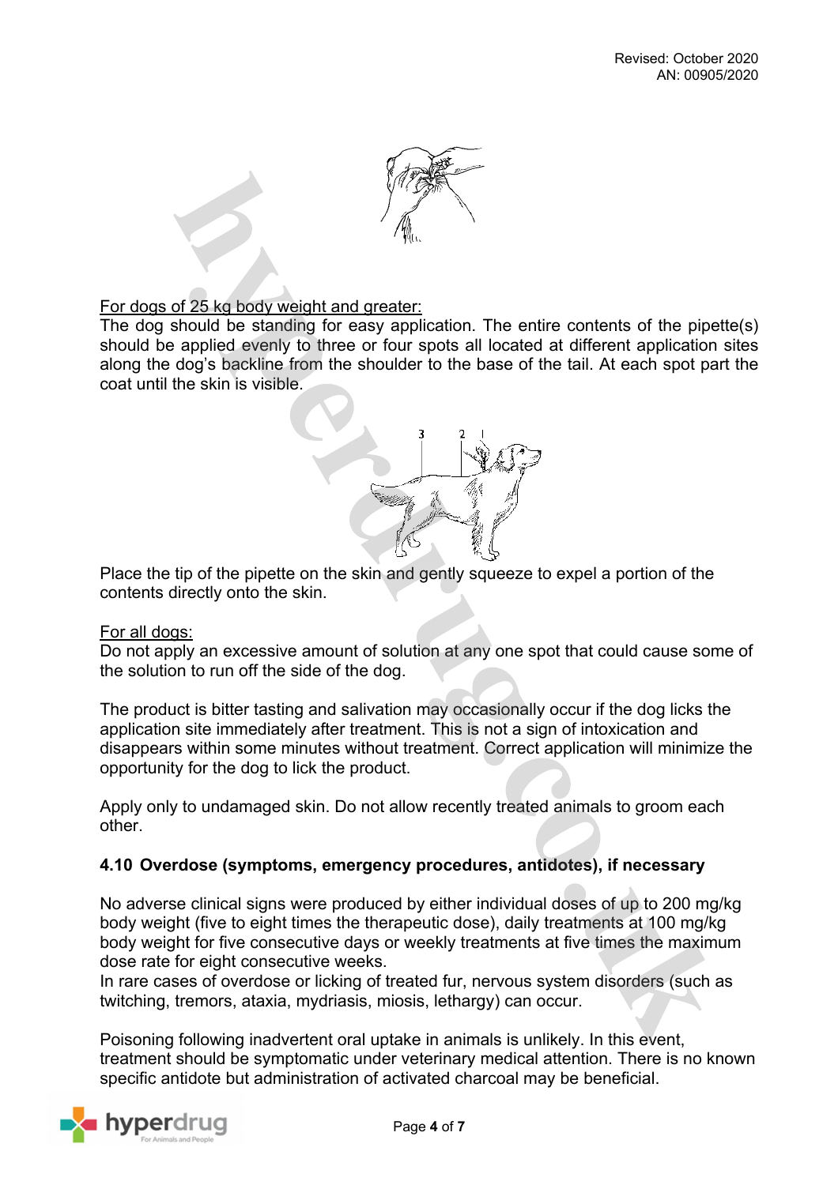For dogs of 25 kg body weight and greater:

The dog should be standing for easy application. The entire contents of the pipette(s) should be applied evenly to three or four spots all located at different application sites along the dog's backline from the shoulder to the base of the tail. At each spot part the coat until the skin is visible.

Place the tip of the pipette on the skin and gently squeeze to expel a portion of the contents directly onto the skin.

For all dogs:

Do not apply an excessive amount of solution at any one spot that could cause some of the solution to run off the side of the dog.

The product is bitter tasting and salivation may occasionally occur if the dog licks the application site immediately after treatment. This is not a sign of intoxication and disappears within some minutes without treatment. Correct application will minimize the opportunity for the dog to lick the product.

Apply only to undamaged skin. Do not allow recently treated animals to groom each other.

### 4.10 Overdose (symptoms, emergency procedures, antidotes), if necessary

No adverse clinical signs were produced by either individual doses of up to 200 mg/kg body weight (five to eight times the therapeutic dose), daily treatments at 100 mg/kg body weight for five consecutive days or weekly treatments at five times the maximum dose rate for eight consecutive weeks.

In rare cases of overdose or licking of treated fur, nervous system disorders (such as twitching, tremors, ataxia, mydriasis, miosis, lethargy) can occur.

Poisoning following inadvertent oral uptake in animals is unlikely. In this event, treatment should be symptomatic under veterinary medical attention. There is no known specific antidote but administration of activated charcoal may be beneficial.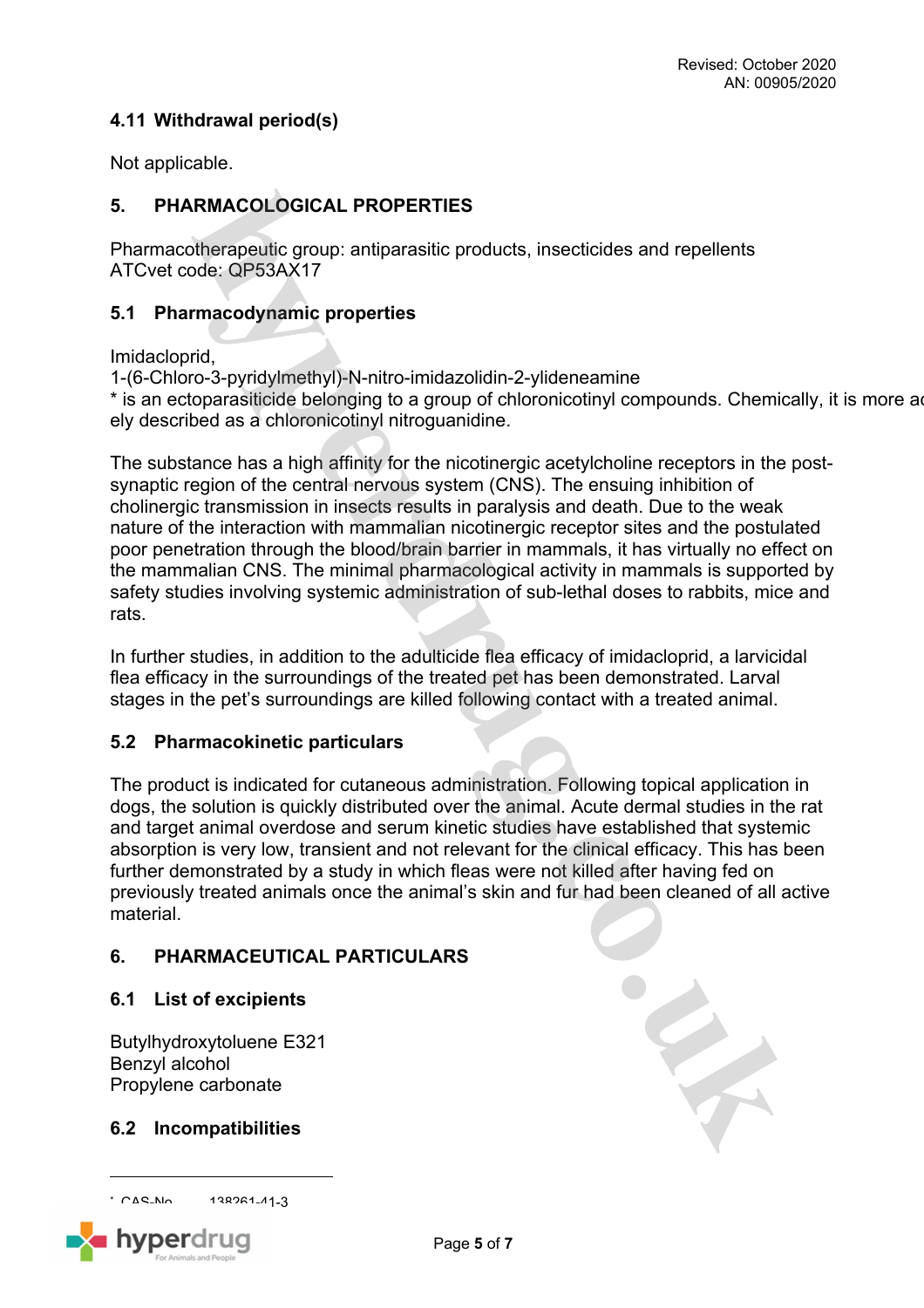## 4.11 Withdrawal period(s)

Not applicable.

# 5. PHARMACOLOGICAL PROPERTIES

Pharmacotherapeutic group: antiparasitic products, insecticides and repellents
ATCvet code: QP53AX17

## 5.1 Pharmacodynamic properties

Imidacloprid,
1-(6-Chloro-3-pyridylmethyl)-N-nitro-imidazolidin-2-ylideneamine
* is an ectoparasiticide belonging to a group of chloronicotinyl compounds. Chemically, it is more ac ely described as a chloronicotinyl nitroguanidine.

The substance has a high affinity for the nicotinergic acetylcholine receptors in the post-synaptic region of the central nervous system (CNS). The ensuing inhibition of cholinergic transmission in insects results in paralysis and death. Due to the weak nature of the interaction with mammalian nicotinergic receptor sites and the postulated poor penetration through the blood/brain barrier in mammals, it has virtually no effect on the mammalian CNS. The minimal pharmacological activity in mammals is supported by safety studies involving systemic administration of sub-lethal doses to rabbits, mice and rats.

In further studies, in addition to the adulticide flea efficacy of imidacloprid, a larvicidal flea efficacy in the surroundings of the treated pet has been demonstrated. Larval stages in the pet's surroundings are killed following contact with a treated animal.

## 5.2 Pharmacokinetic particulars

The product is indicated for cutaneous administration. Following topical application in dogs, the solution is quickly distributed over the animal. Acute dermal studies in the rat and target animal overdose and serum kinetic studies have established that systemic absorption is very low, transient and not relevant for the clinical efficacy. This has been further demonstrated by a study in which fleas were not killed after having fed on previously treated animals once the animal's skin and fur had been cleaned of all active material.

# 6. PHARMACEUTICAL PARTICULARS

## 6.1 List of excipients

Butylhydroxytoluene E321
Benzyl alcohol
Propylene carbonate

## 6.2 Incompatibilities

---

* CAS-No. 138261-41-3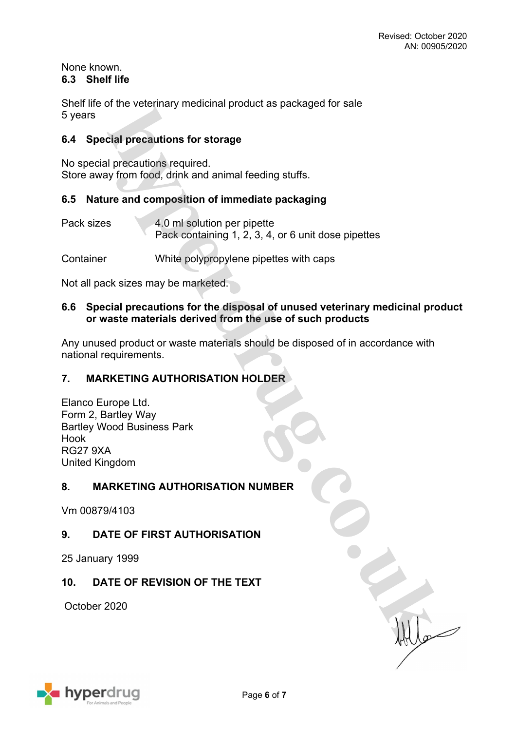None known.

### 6.3 Shelf life

Shelf life of the veterinary medicinal product as packaged for sale
5 years

### 6.4 Special precautions for storage

No special precautions required.
Store away from food, drink and animal feeding stuffs.

### 6.5 Nature and composition of immediate packaging

| | |
|---|---|
| Pack sizes | 4.0 ml solution per pipette<br>Pack containing 1, 2, 3, 4, or 6 unit dose pipettes |
| Container | White polypropylene pipettes with caps |

Not all pack sizes may be marketed.

### 6.6 Special precautions for the disposal of unused veterinary medicinal product or waste materials derived from the use of such products

Any unused product or waste materials should be disposed of in accordance with national requirements.

## 7. MARKETING AUTHORISATION HOLDER

Elanco Europe Ltd.
Form 2, Bartley Way
Bartley Wood Business Park
Hook
RG27 9XA
United Kingdom

## 8. MARKETING AUTHORISATION NUMBER

Vm 00879/4103

## 9. DATE OF FIRST AUTHORISATION

25 January 1999

## 10. DATE OF REVISION OF THE TEXT

October 2020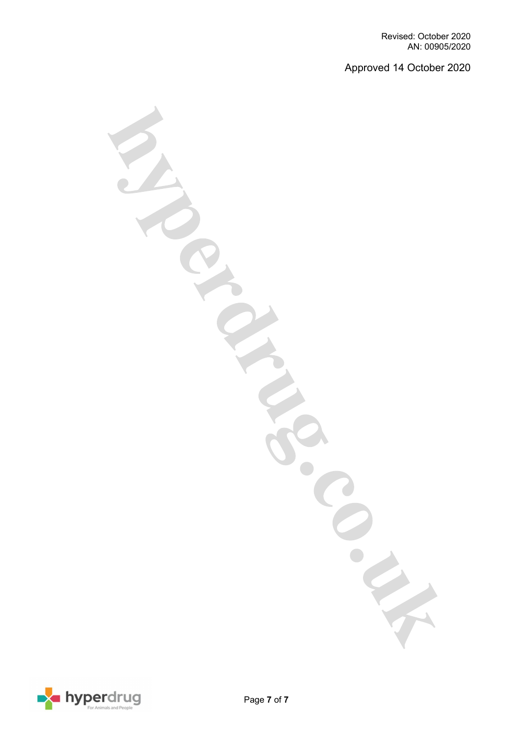Revised: October 2020
AN: 00905/2020

Approved 14 October 2020